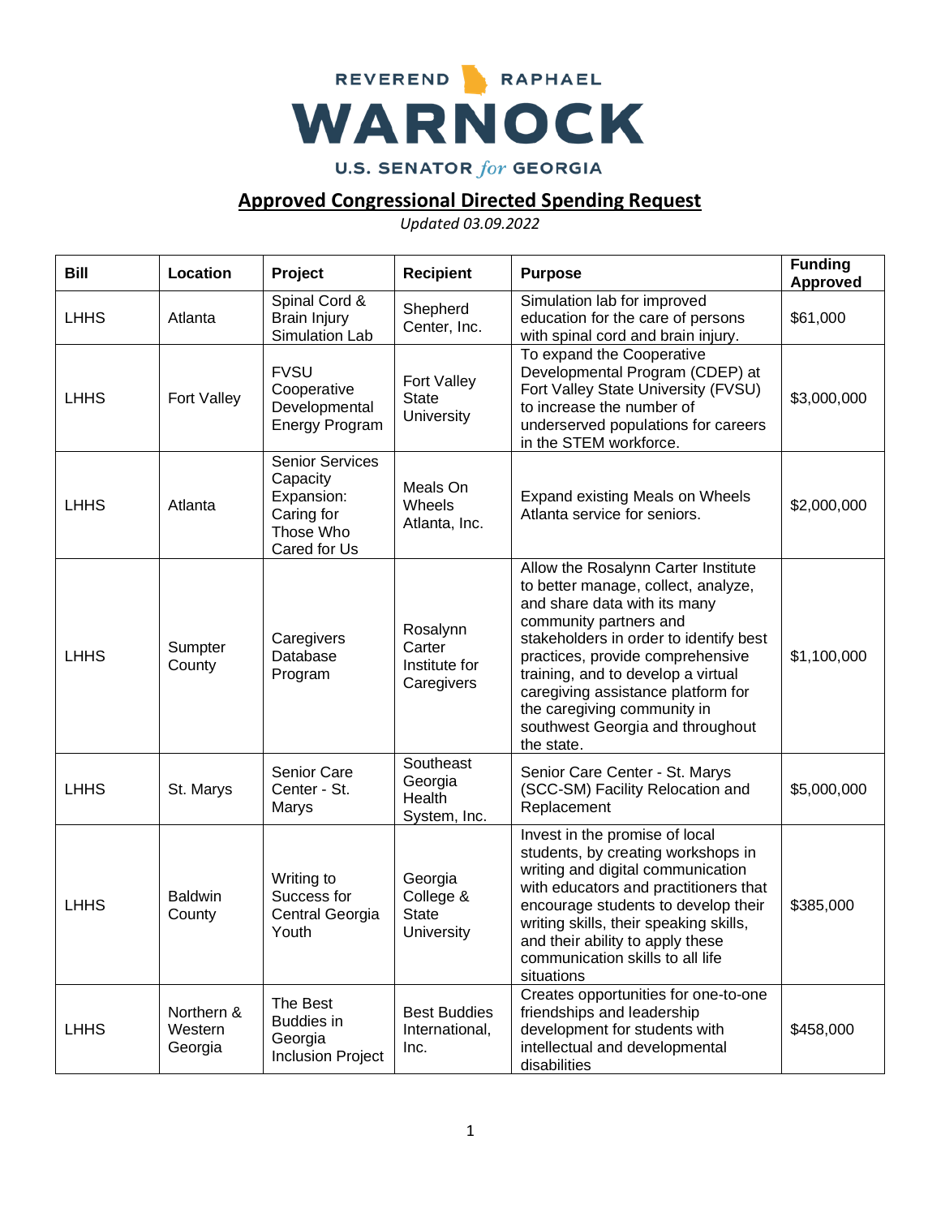REVEREND RAPHAEL

# WARNOCK

U.S. SENATOR *for* GEORGIA

## Approved Congressional Directed Spending Request

*Updated 03.09.2022*

| Bill | Location | Project | Recipient | Purpose | Funding Approved |
|---|---|---|---|---|---|
| LHHS | Atlanta | Spinal Cord & Brain Injury Simulation Lab | Shepherd Center, Inc. | Simulation lab for improved education for the care of persons with spinal cord and brain injury. | $61,000 |
| LHHS | Fort Valley | FVSU Cooperative Developmental Energy Program | Fort Valley State University | To expand the Cooperative Developmental Program (CDEP) at Fort Valley State University (FVSU) to increase the number of underserved populations for careers in the STEM workforce. | $3,000,000 |
| LHHS | Atlanta | Senior Services Capacity Expansion: Caring for Those Who Cared for Us | Meals On Wheels Atlanta, Inc. | Expand existing Meals on Wheels Atlanta service for seniors. | $2,000,000 |
| LHHS | Sumpter County | Caregivers Database Program | Rosalynn Carter Institute for Caregivers | Allow the Rosalynn Carter Institute to better manage, collect, analyze, and share data with its many community partners and stakeholders in order to identify best practices, provide comprehensive training, and to develop a virtual caregiving assistance platform for the caregiving community in southwest Georgia and throughout the state. | $1,100,000 |
| LHHS | St. Marys | Senior Care Center - St. Marys | Southeast Georgia Health System, Inc. | Senior Care Center - St. Marys (SCC-SM) Facility Relocation and Replacement | $5,000,000 |
| LHHS | Baldwin County | Writing to Success for Central Georgia Youth | Georgia College & State University | Invest in the promise of local students, by creating workshops in writing and digital communication with educators and practitioners that encourage students to develop their writing skills, their speaking skills, and their ability to apply these communication skills to all life situations | $385,000 |
| LHHS | Northern & Western Georgia | The Best Buddies in Georgia Inclusion Project | Best Buddies International, Inc. | Creates opportunities for one-to-one friendships and leadership development for students with intellectual and developmental disabilities | $458,000 |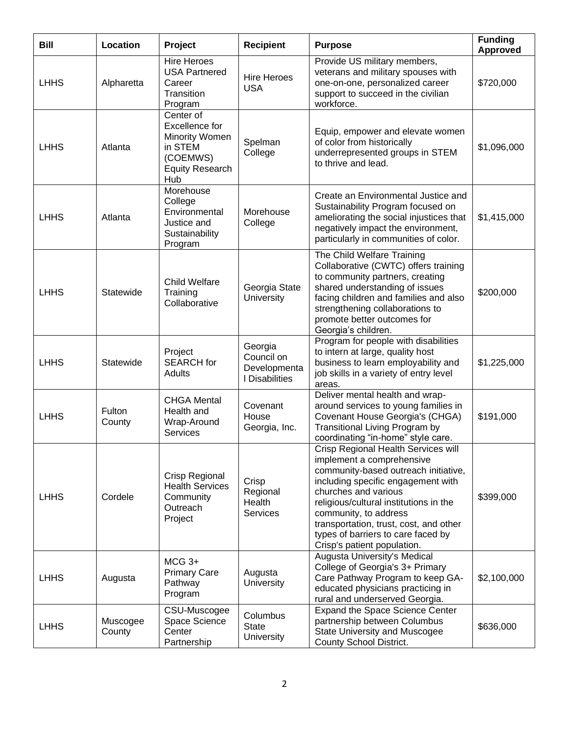| Bill | Location | Project | Recipient | Purpose | Funding Approved |
|---|---|---|---|---|---|
| LHHS | Alpharetta | Hire Heroes USA Partnered Career Transition Program | Hire Heroes USA | Provide US military members, veterans and military spouses with one-on-one, personalized career support to succeed in the civilian workforce. | $720,000 |
| LHHS | Atlanta | Center of Excellence for Minority Women in STEM (COEMWS) Equity Research Hub | Spelman College | Equip, empower and elevate women of color from historically underrepresented groups in STEM to thrive and lead. | $1,096,000 |
| LHHS | Atlanta | Morehouse College Environmental Justice and Sustainability Program | Morehouse College | Create an Environmental Justice and Sustainability Program focused on ameliorating the social injustices that negatively impact the environment, particularly in communities of color. | $1,415,000 |
| LHHS | Statewide | Child Welfare Training Collaborative | Georgia State University | The Child Welfare Training Collaborative (CWTC) offers training to community partners, creating shared understanding of issues facing children and families and also strengthening collaborations to promote better outcomes for Georgia's children. | $200,000 |
| LHHS | Statewide | Project SEARCH for Adults | Georgia Council on Developmental Disabilities | Program for people with disabilities to intern at large, quality host business to learn employability and job skills in a variety of entry level areas. | $1,225,000 |
| LHHS | Fulton County | CHGA Mental Health and Wrap-Around Services | Covenant House Georgia, Inc. | Deliver mental health and wrap-around services to young families in Covenant House Georgia's (CHGA) Transitional Living Program by coordinating "in-home" style care. | $191,000 |
| LHHS | Cordele | Crisp Regional Health Services Community Outreach Project | Crisp Regional Health Services | Crisp Regional Health Services will implement a comprehensive community-based outreach initiative, including specific engagement with churches and various religious/cultural institutions in the community, to address transportation, trust, cost, and other types of barriers to care faced by Crisp's patient population. | $399,000 |
| LHHS | Augusta | MCG 3+ Primary Care Pathway Program | Augusta University | Augusta University's Medical College of Georgia's 3+ Primary Care Pathway Program to keep GA-educated physicians practicing in rural and underserved Georgia. | $2,100,000 |
| LHHS | Muscogee County | CSU-Muscogee Space Science Center Partnership | Columbus State University | Expand the Space Science Center partnership between Columbus State University and Muscogee County School District. | $636,000 |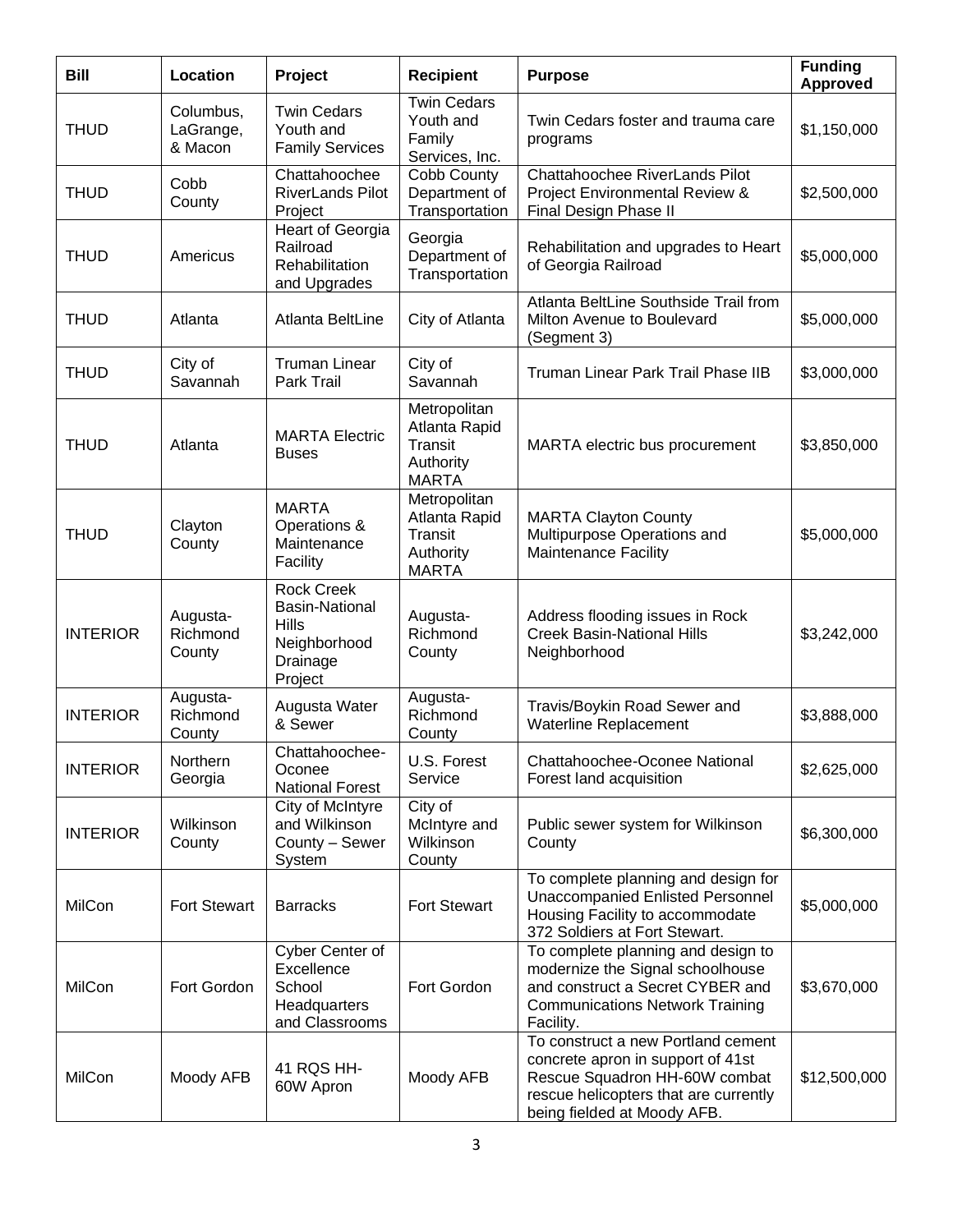| Bill | Location | Project | Recipient | Purpose | Funding Approved |
|---|---|---|---|---|---|
| THUD | Columbus, LaGrange, & Macon | Twin Cedars Youth and Family Services | Twin Cedars Youth and Family Services, Inc. | Twin Cedars foster and trauma care programs | $1,150,000 |
| THUD | Cobb County | Chattahoochee RiverLands Pilot Project | Cobb County Department of Transportation | Chattahoochee RiverLands Pilot Project Environmental Review & Final Design Phase II | $2,500,000 |
| THUD | Americus | Heart of Georgia Railroad Rehabilitation and Upgrades | Georgia Department of Transportation | Rehabilitation and upgrades to Heart of Georgia Railroad | $5,000,000 |
| THUD | Atlanta | Atlanta BeltLine | City of Atlanta | Atlanta BeltLine Southside Trail from Milton Avenue to Boulevard (Segment 3) | $5,000,000 |
| THUD | City of Savannah | Truman Linear Park Trail | City of Savannah | Truman Linear Park Trail Phase IIB | $3,000,000 |
| THUD | Atlanta | MARTA Electric Buses | Metropolitan Atlanta Rapid Transit Authority MARTA | MARTA electric bus procurement | $3,850,000 |
| THUD | Clayton County | MARTA Operations & Maintenance Facility | Metropolitan Atlanta Rapid Transit Authority MARTA | MARTA Clayton County Multipurpose Operations and Maintenance Facility | $5,000,000 |
| INTERIOR | Augusta-Richmond County | Rock Creek Basin-National Hills Neighborhood Drainage Project | Augusta-Richmond County | Address flooding issues in Rock Creek Basin-National Hills Neighborhood | $3,242,000 |
| INTERIOR | Augusta-Richmond County | Augusta Water & Sewer | Augusta-Richmond County | Travis/Boykin Road Sewer and Waterline Replacement | $3,888,000 |
| INTERIOR | Northern Georgia | Chattahoochee-Oconee National Forest | U.S. Forest Service | Chattahoochee-Oconee National Forest land acquisition | $2,625,000 |
| INTERIOR | Wilkinson County | City of McIntyre and Wilkinson County – Sewer System | City of McIntyre and Wilkinson County | Public sewer system for Wilkinson County | $6,300,000 |
| MilCon | Fort Stewart | Barracks | Fort Stewart | To complete planning and design for Unaccompanied Enlisted Personnel Housing Facility to accommodate 372 Soldiers at Fort Stewart. | $5,000,000 |
| MilCon | Fort Gordon | Cyber Center of Excellence School Headquarters and Classrooms | Fort Gordon | To complete planning and design to modernize the Signal schoolhouse and construct a Secret CYBER and Communications Network Training Facility. | $3,670,000 |
| MilCon | Moody AFB | 41 RQS HH-60W Apron | Moody AFB | To construct a new Portland cement concrete apron in support of 41st Rescue Squadron HH-60W combat rescue helicopters that are currently being fielded at Moody AFB. | $12,500,000 |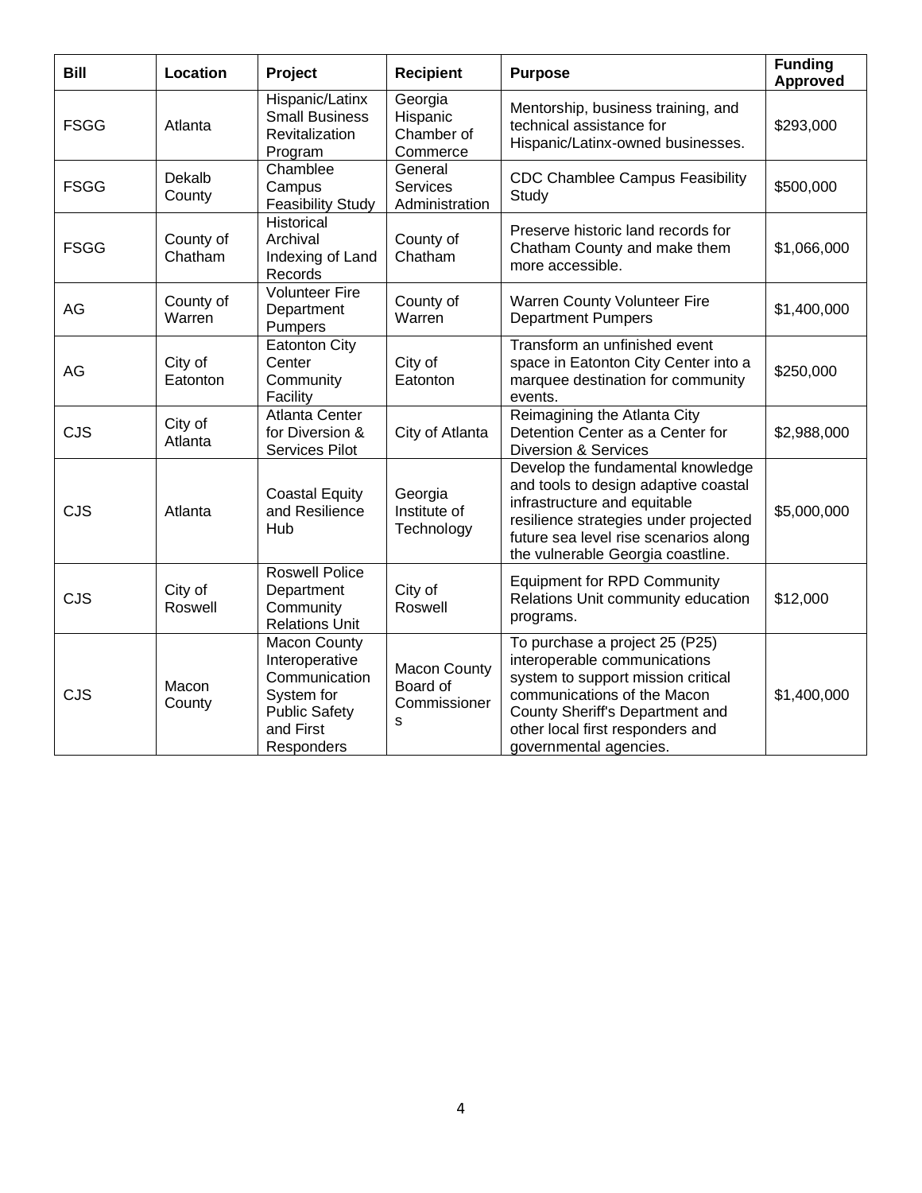| Bill | Location | Project | Recipient | Purpose | Funding Approved |
|---|---|---|---|---|---|
| FSGG | Atlanta | Hispanic/Latinx Small Business Revitalization Program | Georgia Hispanic Chamber of Commerce | Mentorship, business training, and technical assistance for Hispanic/Latinx-owned businesses. | $293,000 |
| FSGG | Dekalb County | Chamblee Campus Feasibility Study | General Services Administration | CDC Chamblee Campus Feasibility Study | $500,000 |
| FSGG | County of Chatham | Historical Archival Indexing of Land Records | County of Chatham | Preserve historic land records for Chatham County and make them more accessible. | $1,066,000 |
| AG | County of Warren | Volunteer Fire Department Pumpers | County of Warren | Warren County Volunteer Fire Department Pumpers | $1,400,000 |
| AG | City of Eatonton | Eatonton City Center Community Facility | City of Eatonton | Transform an unfinished event space in Eatonton City Center into a marquee destination for community events. | $250,000 |
| CJS | City of Atlanta | Atlanta Center for Diversion & Services Pilot | City of Atlanta | Reimagining the Atlanta City Detention Center as a Center for Diversion & Services | $2,988,000 |
| CJS | Atlanta | Coastal Equity and Resilience Hub | Georgia Institute of Technology | Develop the fundamental knowledge and tools to design adaptive coastal infrastructure and equitable resilience strategies under projected future sea level rise scenarios along the vulnerable Georgia coastline. | $5,000,000 |
| CJS | City of Roswell | Roswell Police Department Community Relations Unit | City of Roswell | Equipment for RPD Community Relations Unit community education programs. | $12,000 |
| CJS | Macon County | Macon County Interoperative Communication System for Public Safety and First Responders | Macon County Board of Commissioners | To purchase a project 25 (P25) interoperable communications system to support mission critical communications of the Macon County Sheriff's Department and other local first responders and governmental agencies. | $1,400,000 |